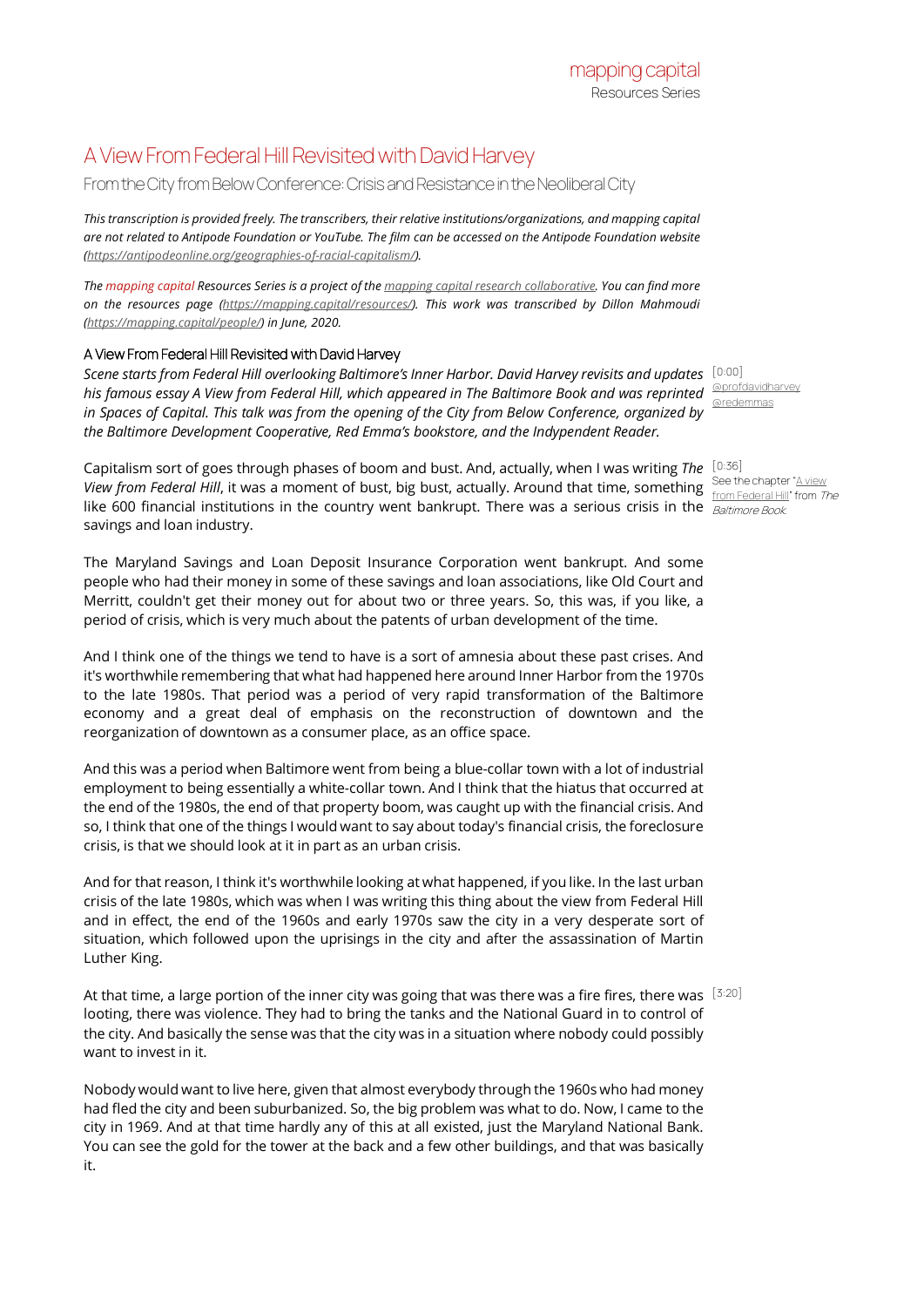mapping capital
Resources Series

# A View From Federal Hill Revisited with David Harvey

From the City from Below Conference: Crisis and Resistance in the Neoliberal City

*This transcription is provided freely. The transcribers, their relative institutions/organizations, and mapping capital are not related to Antipode Foundation or YouTube. The film can be accessed on the Antipode Foundation website (https://antipodeonline.org/geographies-of-racial-capitalism/).*

*The mapping capital Resources Series is a project of the mapping capital research collaborative. You can find more on the resources page (https://mapping.capital/resources/). This work was transcribed by Dillon Mahmoudi (https://mapping.capital/people/) in June, 2020.*

## A View From Federal Hill Revisited with David Harvey

[0:00] @profdavidharvey @redemmas

*Scene starts from Federal Hill overlooking Baltimore's Inner Harbor. David Harvey revisits and updates his famous essay A View from Federal Hill, which appeared in The Baltimore Book and was reprinted in Spaces of Capital. This talk was from the opening of the City from Below Conference, organized by the Baltimore Development Cooperative, Red Emma's bookstore, and the Indypendent Reader.*

[0:36] See the chapter "A view from Federal Hill" from *The Baltimore Book*.

Capitalism sort of goes through phases of boom and bust. And, actually, when I was writing *The View from Federal Hill*, it was a moment of bust, big bust, actually. Around that time, something like 600 financial institutions in the country went bankrupt. There was a serious crisis in the savings and loan industry.

The Maryland Savings and Loan Deposit Insurance Corporation went bankrupt. And some people who had their money in some of these savings and loan associations, like Old Court and Merritt, couldn't get their money out for about two or three years. So, this was, if you like, a period of crisis, which is very much about the patents of urban development of the time.

And I think one of the things we tend to have is a sort of amnesia about these past crises. And it's worthwhile remembering that what had happened here around Inner Harbor from the 1970s to the late 1980s. That period was a period of very rapid transformation of the Baltimore economy and a great deal of emphasis on the reconstruction of downtown and the reorganization of downtown as a consumer place, as an office space.

And this was a period when Baltimore went from being a blue-collar town with a lot of industrial employment to being essentially a white-collar town. And I think that the hiatus that occurred at the end of the 1980s, the end of that property boom, was caught up with the financial crisis. And so, I think that one of the things I would want to say about today's financial crisis, the foreclosure crisis, is that we should look at it in part as an urban crisis.

And for that reason, I think it's worthwhile looking at what happened, if you like. In the last urban crisis of the late 1980s, which was when I was writing this thing about the view from Federal Hill and in effect, the end of the 1960s and early 1970s saw the city in a very desperate sort of situation, which followed upon the uprisings in the city and after the assassination of Martin Luther King.

[3:20]

At that time, a large portion of the inner city was going that was there was a fire fires, there was looting, there was violence. They had to bring the tanks and the National Guard in to control of the city. And basically the sense was that the city was in a situation where nobody could possibly want to invest in it.

Nobody would want to live here, given that almost everybody through the 1960s who had money had fled the city and been suburbanized. So, the big problem was what to do. Now, I came to the city in 1969. And at that time hardly any of this at all existed, just the Maryland National Bank. You can see the gold for the tower at the back and a few other buildings, and that was basically it.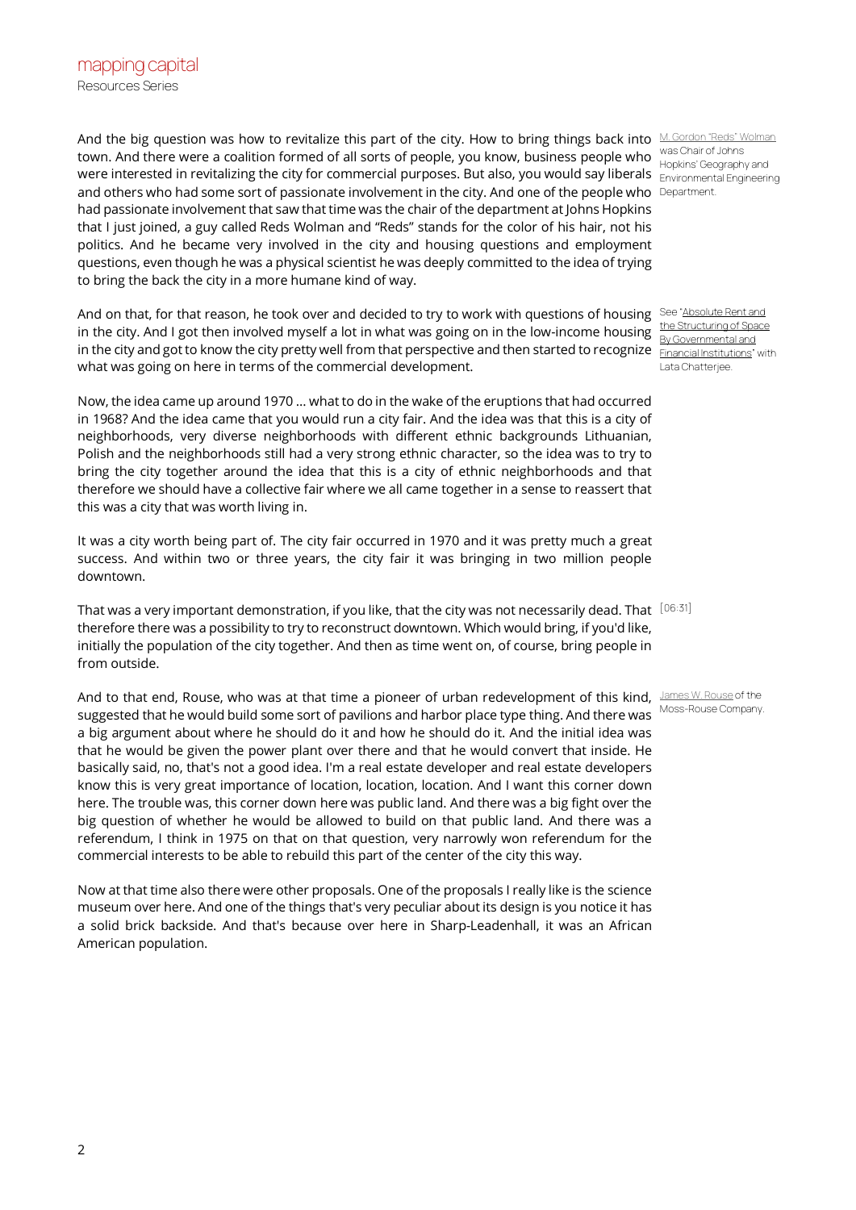And the big question was how to revitalize this part of the city. How to bring things back into town. And there were a coalition formed of all sorts of people, you know, business people who were interested in revitalizing the city for commercial purposes. But also, you would say liberals and others who had some sort of passionate involvement in the city. And one of the people who had passionate involvement that saw that time was the chair of the department at Johns Hopkins that I just joined, a guy called Reds Wolman and "Reds" stands for the color of his hair, not his politics. And he became very involved in the city and housing questions and employment questions, even though he was a physical scientist he was deeply committed to the idea of trying to bring the back the city in a more humane kind of way.

M. Gordon "Reds" Wolman was Chair of Johns Hopkins' Geography and Environmental Engineering Department.

And on that, for that reason, he took over and decided to try to work with questions of housing in the city. And I got then involved myself a lot in what was going on in the low-income housing in the city and got to know the city pretty well from that perspective and then started to recognize what was going on here in terms of the commercial development.

See "Absolute Rent and the Structuring of Space By Governmental and Financial Institutions" with Lata Chatterjee.

Now, the idea came up around 1970 ... what to do in the wake of the eruptions that had occurred in 1968? And the idea came that you would run a city fair. And the idea was that this is a city of neighborhoods, very diverse neighborhoods with different ethnic backgrounds Lithuanian, Polish and the neighborhoods still had a very strong ethnic character, so the idea was to try to bring the city together around the idea that this is a city of ethnic neighborhoods and that therefore we should have a collective fair where we all came together in a sense to reassert that this was a city that was worth living in.

It was a city worth being part of. The city fair occurred in 1970 and it was pretty much a great success. And within two or three years, the city fair it was bringing in two million people downtown.

That was a very important demonstration, if you like, that the city was not necessarily dead. That therefore there was a possibility to try to reconstruct downtown. Which would bring, if you'd like, initially the population of the city together. And then as time went on, of course, bring people in from outside.

[06:31]

And to that end, Rouse, who was at that time a pioneer of urban redevelopment of this kind, suggested that he would build some sort of pavilions and harbor place type thing. And there was a big argument about where he should do it and how he should do it. And the initial idea was that he would be given the power plant over there and that he would convert that inside. He basically said, no, that's not a good idea. I'm a real estate developer and real estate developers know this is very great importance of location, location, location. And I want this corner down here. The trouble was, this corner down here was public land. And there was a big fight over the big question of whether he would be allowed to build on that public land. And there was a referendum, I think in 1975 on that on that question, very narrowly won referendum for the commercial interests to be able to rebuild this part of the center of the city this way.

James W. Rouse of the Moss-Rouse Company.

Now at that time also there were other proposals. One of the proposals I really like is the science museum over here. And one of the things that's very peculiar about its design is you notice it has a solid brick backside. And that's because over here in Sharp-Leadenhall, it was an African American population.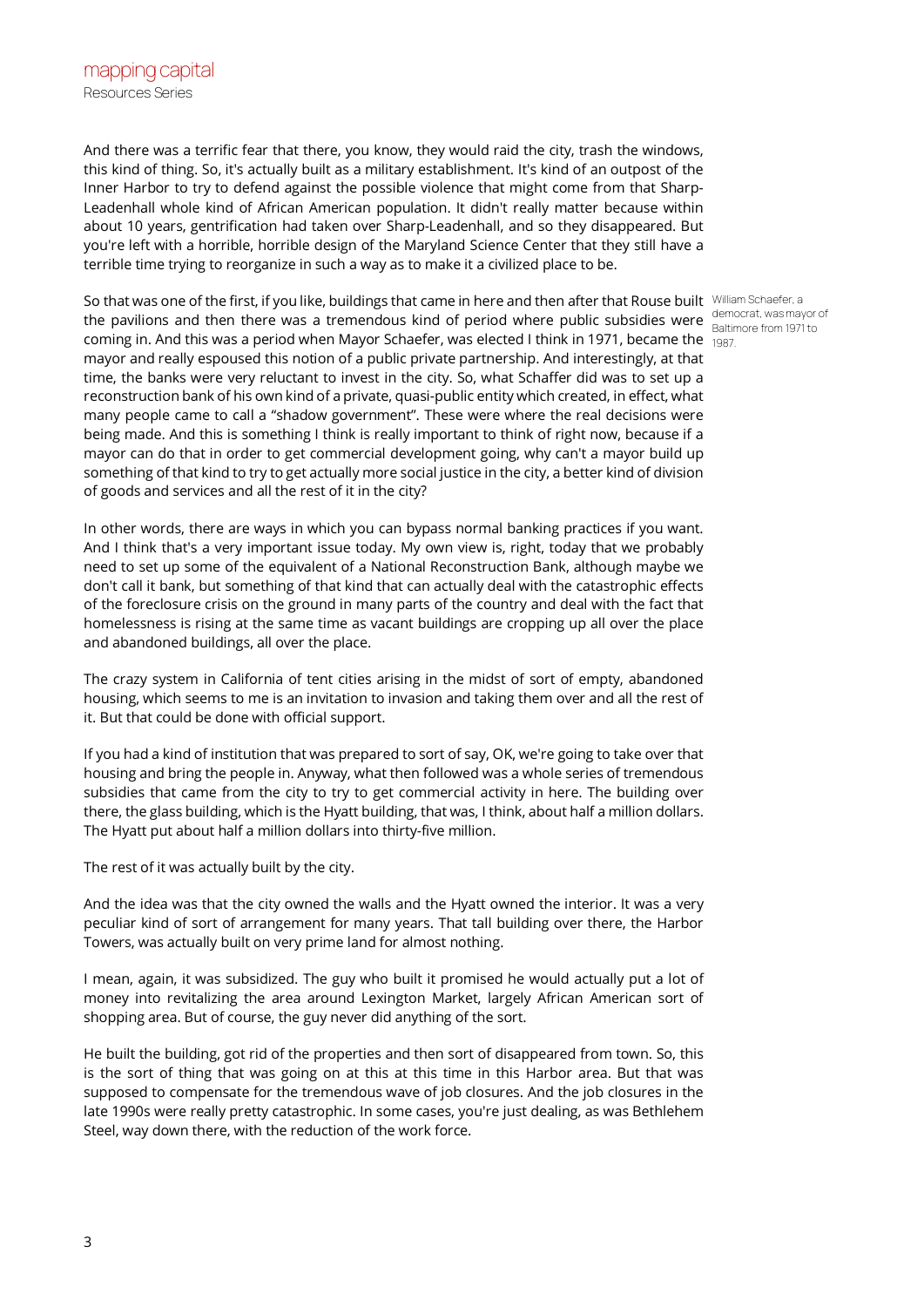And there was a terrific fear that there, you know, they would raid the city, trash the windows, this kind of thing. So, it's actually built as a military establishment. It's kind of an outpost of the Inner Harbor to try to defend against the possible violence that might come from that Sharp-Leadenhall whole kind of African American population. It didn't really matter because within about 10 years, gentrification had taken over Sharp-Leadenhall, and so they disappeared. But you're left with a horrible, horrible design of the Maryland Science Center that they still have a terrible time trying to reorganize in such a way as to make it a civilized place to be.

So that was one of the first, if you like, buildings that came in here and then after that Rouse built the pavilions and then there was a tremendous kind of period where public subsidies were coming in. And this was a period when Mayor Schaefer, was elected I think in 1971, became the mayor and really espoused this notion of a public private partnership. And interestingly, at that time, the banks were very reluctant to invest in the city. So, what Schaffer did was to set up a reconstruction bank of his own kind of a private, quasi-public entity which created, in effect, what many people came to call a "shadow government". These were where the real decisions were being made. And this is something I think is really important to think of right now, because if a mayor can do that in order to get commercial development going, why can't a mayor build up something of that kind to try to get actually more social justice in the city, a better kind of division of goods and services and all the rest of it in the city?

William Schaefer, a democrat, was mayor of Baltimore from 1971 to 1987.

In other words, there are ways in which you can bypass normal banking practices if you want. And I think that's a very important issue today. My own view is, right, today that we probably need to set up some of the equivalent of a National Reconstruction Bank, although maybe we don't call it bank, but something of that kind that can actually deal with the catastrophic effects of the foreclosure crisis on the ground in many parts of the country and deal with the fact that homelessness is rising at the same time as vacant buildings are cropping up all over the place and abandoned buildings, all over the place.

The crazy system in California of tent cities arising in the midst of sort of empty, abandoned housing, which seems to me is an invitation to invasion and taking them over and all the rest of it. But that could be done with official support.

If you had a kind of institution that was prepared to sort of say, OK, we're going to take over that housing and bring the people in. Anyway, what then followed was a whole series of tremendous subsidies that came from the city to try to get commercial activity in here. The building over there, the glass building, which is the Hyatt building, that was, I think, about half a million dollars. The Hyatt put about half a million dollars into thirty-five million.

The rest of it was actually built by the city.

And the idea was that the city owned the walls and the Hyatt owned the interior. It was a very peculiar kind of sort of arrangement for many years. That tall building over there, the Harbor Towers, was actually built on very prime land for almost nothing.

I mean, again, it was subsidized. The guy who built it promised he would actually put a lot of money into revitalizing the area around Lexington Market, largely African American sort of shopping area. But of course, the guy never did anything of the sort.

He built the building, got rid of the properties and then sort of disappeared from town. So, this is the sort of thing that was going on at this at this time in this Harbor area. But that was supposed to compensate for the tremendous wave of job closures. And the job closures in the late 1990s were really pretty catastrophic. In some cases, you're just dealing, as was Bethlehem Steel, way down there, with the reduction of the work force.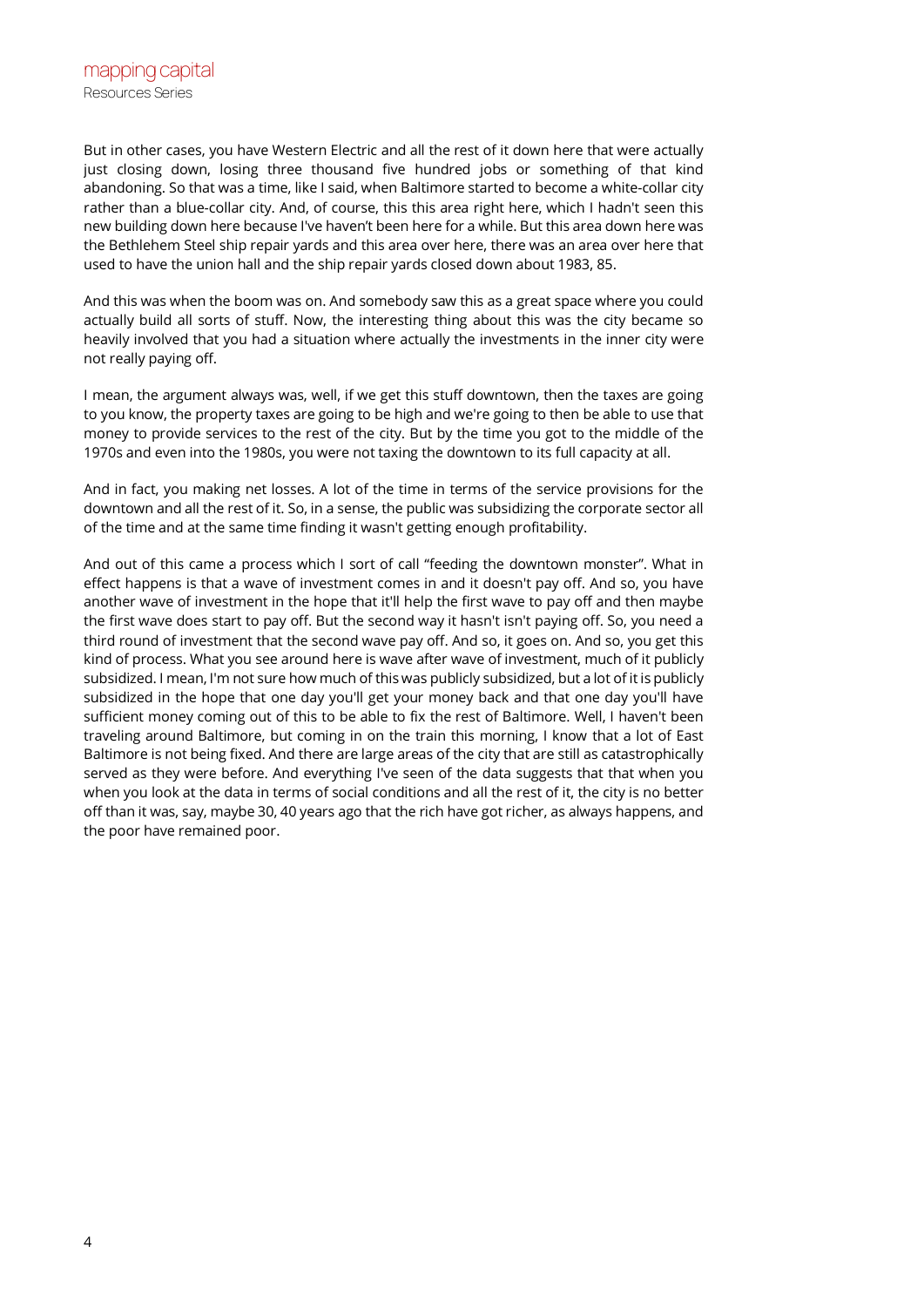But in other cases, you have Western Electric and all the rest of it down here that were actually just closing down, losing three thousand five hundred jobs or something of that kind abandoning. So that was a time, like I said, when Baltimore started to become a white-collar city rather than a blue-collar city. And, of course, this this area right here, which I hadn't seen this new building down here because I've haven't been here for a while. But this area down here was the Bethlehem Steel ship repair yards and this area over here, there was an area over here that used to have the union hall and the ship repair yards closed down about 1983, 85.

And this was when the boom was on. And somebody saw this as a great space where you could actually build all sorts of stuff. Now, the interesting thing about this was the city became so heavily involved that you had a situation where actually the investments in the inner city were not really paying off.

I mean, the argument always was, well, if we get this stuff downtown, then the taxes are going to you know, the property taxes are going to be high and we're going to then be able to use that money to provide services to the rest of the city. But by the time you got to the middle of the 1970s and even into the 1980s, you were not taxing the downtown to its full capacity at all.

And in fact, you making net losses. A lot of the time in terms of the service provisions for the downtown and all the rest of it. So, in a sense, the public was subsidizing the corporate sector all of the time and at the same time finding it wasn't getting enough profitability.

And out of this came a process which I sort of call "feeding the downtown monster". What in effect happens is that a wave of investment comes in and it doesn't pay off. And so, you have another wave of investment in the hope that it'll help the first wave to pay off and then maybe the first wave does start to pay off. But the second way it hasn't isn't paying off. So, you need a third round of investment that the second wave pay off. And so, it goes on. And so, you get this kind of process. What you see around here is wave after wave of investment, much of it publicly subsidized. I mean, I'm not sure how much of this was publicly subsidized, but a lot of it is publicly subsidized in the hope that one day you'll get your money back and that one day you'll have sufficient money coming out of this to be able to fix the rest of Baltimore. Well, I haven't been traveling around Baltimore, but coming in on the train this morning, I know that a lot of East Baltimore is not being fixed. And there are large areas of the city that are still as catastrophically served as they were before. And everything I've seen of the data suggests that that when you when you look at the data in terms of social conditions and all the rest of it, the city is no better off than it was, say, maybe 30, 40 years ago that the rich have got richer, as always happens, and the poor have remained poor.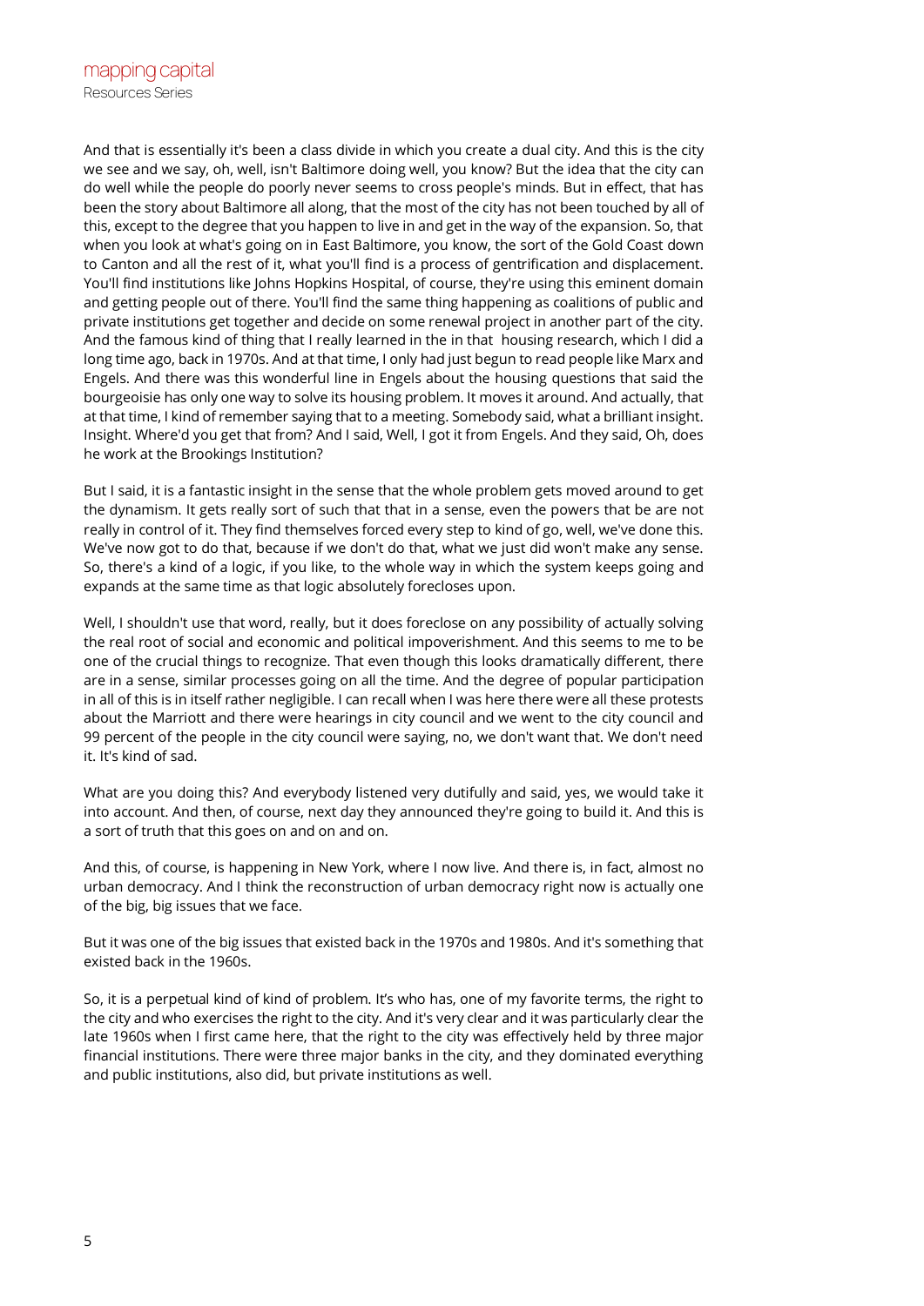And that is essentially it's been a class divide in which you create a dual city. And this is the city we see and we say, oh, well, isn't Baltimore doing well, you know? But the idea that the city can do well while the people do poorly never seems to cross people's minds. But in effect, that has been the story about Baltimore all along, that the most of the city has not been touched by all of this, except to the degree that you happen to live in and get in the way of the expansion. So, that when you look at what's going on in East Baltimore, you know, the sort of the Gold Coast down to Canton and all the rest of it, what you'll find is a process of gentrification and displacement. You'll find institutions like Johns Hopkins Hospital, of course, they're using this eminent domain and getting people out of there. You'll find the same thing happening as coalitions of public and private institutions get together and decide on some renewal project in another part of the city. And the famous kind of thing that I really learned in the in that housing research, which I did a long time ago, back in 1970s. And at that time, I only had just begun to read people like Marx and Engels. And there was this wonderful line in Engels about the housing questions that said the bourgeoisie has only one way to solve its housing problem. It moves it around. And actually, that at that time, I kind of remember saying that to a meeting. Somebody said, what a brilliant insight. Insight. Where'd you get that from? And I said, Well, I got it from Engels. And they said, Oh, does he work at the Brookings Institution?

But I said, it is a fantastic insight in the sense that the whole problem gets moved around to get the dynamism. It gets really sort of such that that in a sense, even the powers that be are not really in control of it. They find themselves forced every step to kind of go, well, we've done this. We've now got to do that, because if we don't do that, what we just did won't make any sense. So, there's a kind of a logic, if you like, to the whole way in which the system keeps going and expands at the same time as that logic absolutely forecloses upon.

Well, I shouldn't use that word, really, but it does foreclose on any possibility of actually solving the real root of social and economic and political impoverishment. And this seems to me to be one of the crucial things to recognize. That even though this looks dramatically different, there are in a sense, similar processes going on all the time. And the degree of popular participation in all of this is in itself rather negligible. I can recall when I was here there were all these protests about the Marriott and there were hearings in city council and we went to the city council and 99 percent of the people in the city council were saying, no, we don't want that. We don't need it. It's kind of sad.

What are you doing this? And everybody listened very dutifully and said, yes, we would take it into account. And then, of course, next day they announced they're going to build it. And this is a sort of truth that this goes on and on and on.

And this, of course, is happening in New York, where I now live. And there is, in fact, almost no urban democracy. And I think the reconstruction of urban democracy right now is actually one of the big, big issues that we face.

But it was one of the big issues that existed back in the 1970s and 1980s. And it's something that existed back in the 1960s.

So, it is a perpetual kind of kind of problem. It's who has, one of my favorite terms, the right to the city and who exercises the right to the city. And it's very clear and it was particularly clear the late 1960s when I first came here, that the right to the city was effectively held by three major financial institutions. There were three major banks in the city, and they dominated everything and public institutions, also did, but private institutions as well.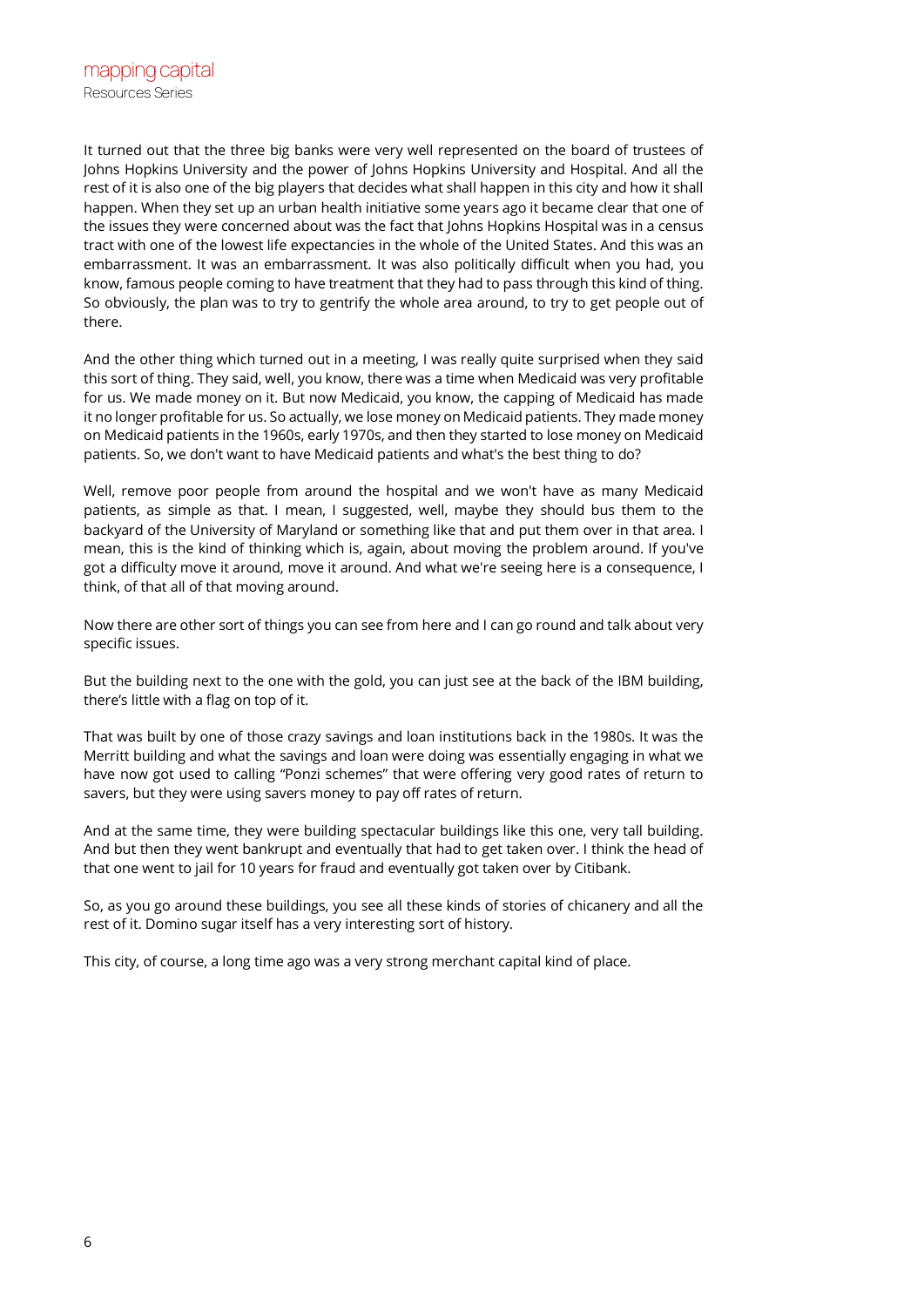It turned out that the three big banks were very well represented on the board of trustees of Johns Hopkins University and the power of Johns Hopkins University and Hospital. And all the rest of it is also one of the big players that decides what shall happen in this city and how it shall happen. When they set up an urban health initiative some years ago it became clear that one of the issues they were concerned about was the fact that Johns Hopkins Hospital was in a census tract with one of the lowest life expectancies in the whole of the United States. And this was an embarrassment. It was an embarrassment. It was also politically difficult when you had, you know, famous people coming to have treatment that they had to pass through this kind of thing. So obviously, the plan was to try to gentrify the whole area around, to try to get people out of there.

And the other thing which turned out in a meeting, I was really quite surprised when they said this sort of thing. They said, well, you know, there was a time when Medicaid was very profitable for us. We made money on it. But now Medicaid, you know, the capping of Medicaid has made it no longer profitable for us. So actually, we lose money on Medicaid patients. They made money on Medicaid patients in the 1960s, early 1970s, and then they started to lose money on Medicaid patients. So, we don't want to have Medicaid patients and what's the best thing to do?

Well, remove poor people from around the hospital and we won't have as many Medicaid patients, as simple as that. I mean, I suggested, well, maybe they should bus them to the backyard of the University of Maryland or something like that and put them over in that area. I mean, this is the kind of thinking which is, again, about moving the problem around. If you've got a difficulty move it around, move it around. And what we're seeing here is a consequence, I think, of that all of that moving around.

Now there are other sort of things you can see from here and I can go round and talk about very specific issues.

But the building next to the one with the gold, you can just see at the back of the IBM building, there's little with a flag on top of it.

That was built by one of those crazy savings and loan institutions back in the 1980s. It was the Merritt building and what the savings and loan were doing was essentially engaging in what we have now got used to calling "Ponzi schemes" that were offering very good rates of return to savers, but they were using savers money to pay off rates of return.

And at the same time, they were building spectacular buildings like this one, very tall building. And but then they went bankrupt and eventually that had to get taken over. I think the head of that one went to jail for 10 years for fraud and eventually got taken over by Citibank.

So, as you go around these buildings, you see all these kinds of stories of chicanery and all the rest of it. Domino sugar itself has a very interesting sort of history.

This city, of course, a long time ago was a very strong merchant capital kind of place.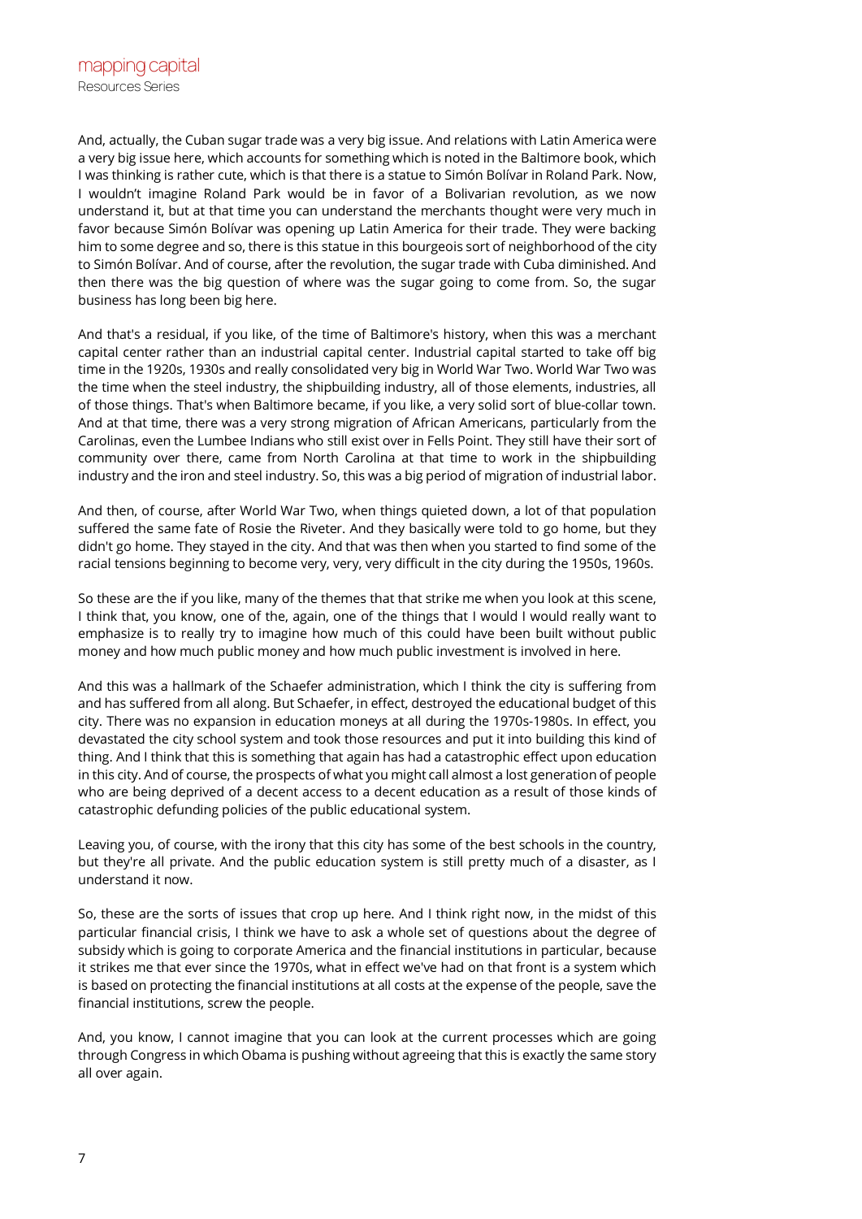And, actually, the Cuban sugar trade was a very big issue. And relations with Latin America were a very big issue here, which accounts for something which is noted in the Baltimore book, which I was thinking is rather cute, which is that there is a statue to Simón Bolívar in Roland Park. Now, I wouldn't imagine Roland Park would be in favor of a Bolivarian revolution, as we now understand it, but at that time you can understand the merchants thought were very much in favor because Simón Bolívar was opening up Latin America for their trade. They were backing him to some degree and so, there is this statue in this bourgeois sort of neighborhood of the city to Simón Bolívar. And of course, after the revolution, the sugar trade with Cuba diminished. And then there was the big question of where was the sugar going to come from. So, the sugar business has long been big here.

And that's a residual, if you like, of the time of Baltimore's history, when this was a merchant capital center rather than an industrial capital center. Industrial capital started to take off big time in the 1920s, 1930s and really consolidated very big in World War Two. World War Two was the time when the steel industry, the shipbuilding industry, all of those elements, industries, all of those things. That's when Baltimore became, if you like, a very solid sort of blue-collar town. And at that time, there was a very strong migration of African Americans, particularly from the Carolinas, even the Lumbee Indians who still exist over in Fells Point. They still have their sort of community over there, came from North Carolina at that time to work in the shipbuilding industry and the iron and steel industry. So, this was a big period of migration of industrial labor.

And then, of course, after World War Two, when things quieted down, a lot of that population suffered the same fate of Rosie the Riveter. And they basically were told to go home, but they didn't go home. They stayed in the city. And that was then when you started to find some of the racial tensions beginning to become very, very, very difficult in the city during the 1950s, 1960s.

So these are the if you like, many of the themes that that strike me when you look at this scene, I think that, you know, one of the, again, one of the things that I would I would really want to emphasize is to really try to imagine how much of this could have been built without public money and how much public money and how much public investment is involved in here.

And this was a hallmark of the Schaefer administration, which I think the city is suffering from and has suffered from all along. But Schaefer, in effect, destroyed the educational budget of this city. There was no expansion in education moneys at all during the 1970s-1980s. In effect, you devastated the city school system and took those resources and put it into building this kind of thing. And I think that this is something that again has had a catastrophic effect upon education in this city. And of course, the prospects of what you might call almost a lost generation of people who are being deprived of a decent access to a decent education as a result of those kinds of catastrophic defunding policies of the public educational system.

Leaving you, of course, with the irony that this city has some of the best schools in the country, but they're all private. And the public education system is still pretty much of a disaster, as I understand it now.

So, these are the sorts of issues that crop up here. And I think right now, in the midst of this particular financial crisis, I think we have to ask a whole set of questions about the degree of subsidy which is going to corporate America and the financial institutions in particular, because it strikes me that ever since the 1970s, what in effect we've had on that front is a system which is based on protecting the financial institutions at all costs at the expense of the people, save the financial institutions, screw the people.

And, you know, I cannot imagine that you can look at the current processes which are going through Congress in which Obama is pushing without agreeing that this is exactly the same story all over again.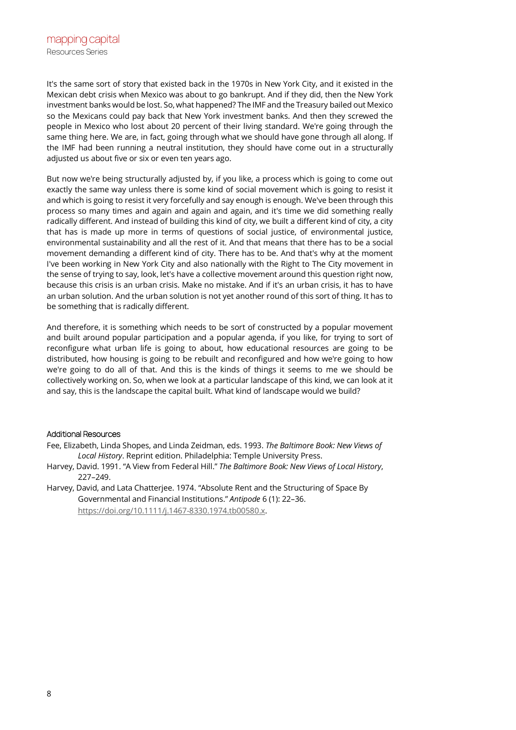It's the same sort of story that existed back in the 1970s in New York City, and it existed in the Mexican debt crisis when Mexico was about to go bankrupt. And if they did, then the New York investment banks would be lost. So, what happened? The IMF and the Treasury bailed out Mexico so the Mexicans could pay back that New York investment banks. And then they screwed the people in Mexico who lost about 20 percent of their living standard. We're going through the same thing here. We are, in fact, going through what we should have gone through all along. If the IMF had been running a neutral institution, they should have come out in a structurally adjusted us about five or six or even ten years ago.

But now we're being structurally adjusted by, if you like, a process which is going to come out exactly the same way unless there is some kind of social movement which is going to resist it and which is going to resist it very forcefully and say enough is enough. We've been through this process so many times and again and again and again, and it's time we did something really radically different. And instead of building this kind of city, we built a different kind of city, a city that has is made up more in terms of questions of social justice, of environmental justice, environmental sustainability and all the rest of it. And that means that there has to be a social movement demanding a different kind of city. There has to be. And that's why at the moment I've been working in New York City and also nationally with the Right to The City movement in the sense of trying to say, look, let's have a collective movement around this question right now, because this crisis is an urban crisis. Make no mistake. And if it's an urban crisis, it has to have an urban solution. And the urban solution is not yet another round of this sort of thing. It has to be something that is radically different.

And therefore, it is something which needs to be sort of constructed by a popular movement and built around popular participation and a popular agenda, if you like, for trying to sort of reconfigure what urban life is going to about, how educational resources are going to be distributed, how housing is going to be rebuilt and reconfigured and how we're going to how we're going to do all of that. And this is the kinds of things it seems to me we should be collectively working on. So, when we look at a particular landscape of this kind, we can look at it and say, this is the landscape the capital built. What kind of landscape would we build?

### Additional Resources

Fee, Elizabeth, Linda Shopes, and Linda Zeidman, eds. 1993. *The Baltimore Book: New Views of Local History*. Reprint edition. Philadelphia: Temple University Press.

Harvey, David. 1991. "A View from Federal Hill." *The Baltimore Book: New Views of Local History*, 227–249.

Harvey, David, and Lata Chatterjee. 1974. "Absolute Rent and the Structuring of Space By Governmental and Financial Institutions." *Antipode* 6 (1): 22–36. https://doi.org/10.1111/j.1467-8330.1974.tb00580.x.